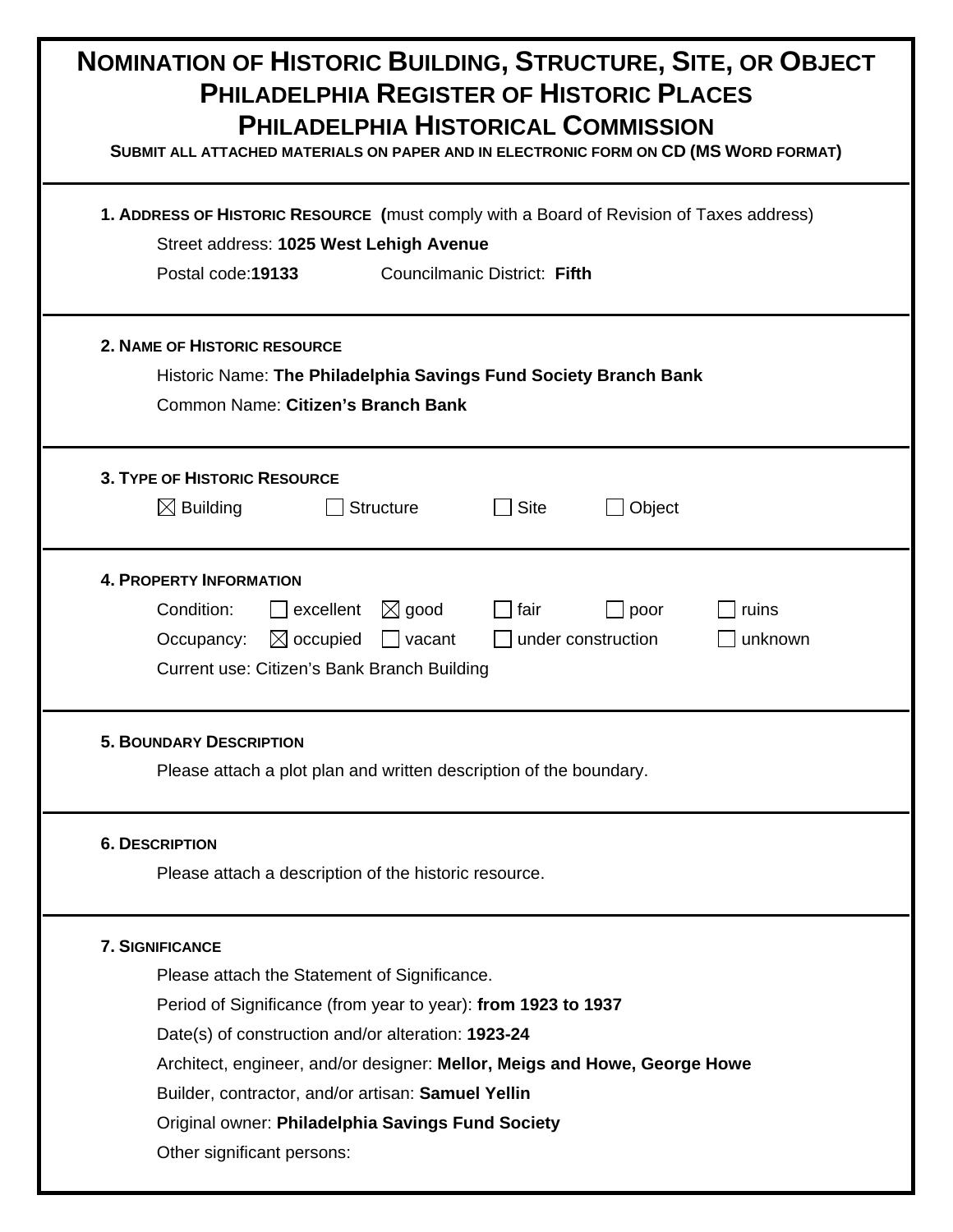# Nomination of Historic Building, Structure, Site, or Object
# Philadelphia Register of Historic Places
# Philadelphia Historical Commission

**Submit all attached materials on paper and in electronic form on CD (MS Word format)**

---

**1. Address of Historic Resource (**must comply with a Board of Revision of Taxes address)

Street address: **1025 West Lehigh Avenue**

Postal code:**19133** Councilmanic District: **Fifth**

---

**2. Name of Historic resource**

Historic Name: **The Philadelphia Savings Fund Society Branch Bank**

Common Name: **Citizen's Branch Bank**

---

**3. Type of Historic Resource**

☒ Building ☐ Structure ☐ Site ☐ Object

---

**4. Property Information**

Condition: ☐ excellent ☒ good ☐ fair ☐ poor ☐ ruins

Occupancy: ☒ occupied ☐ vacant ☐ under construction ☐ unknown

Current use: Citizen's Bank Branch Building

---

**5. Boundary Description**

Please attach a plot plan and written description of the boundary.

---

**6. Description**

Please attach a description of the historic resource.

---

**7. Significance**

Please attach the Statement of Significance.

Period of Significance (from year to year): **from 1923 to 1937**

Date(s) of construction and/or alteration: **1923-24**

Architect, engineer, and/or designer: **Mellor, Meigs and Howe, George Howe**

Builder, contractor, and/or artisan: **Samuel Yellin**

Original owner: **Philadelphia Savings Fund Society**

Other significant persons: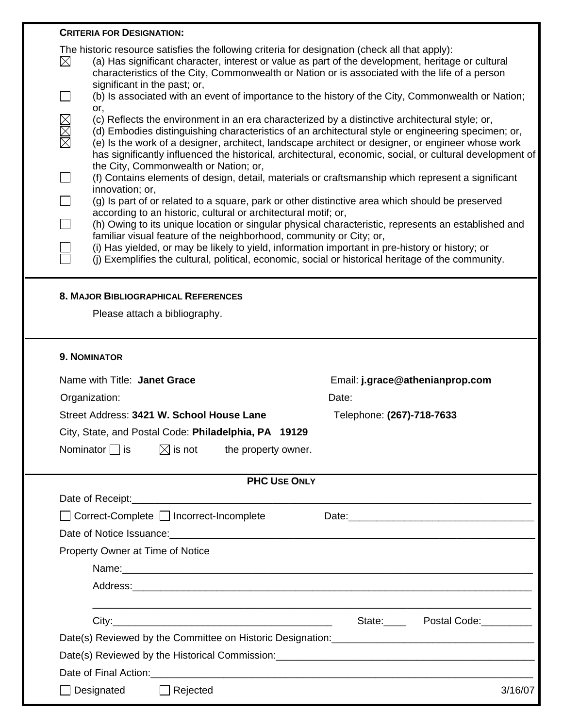**CRITERIA FOR DESIGNATION:**

The historic resource satisfies the following criteria for designation (check all that apply):

- ☒ (a) Has significant character, interest or value as part of the development, heritage or cultural characteristics of the City, Commonwealth or Nation or is associated with the life of a person significant in the past; or,
- ☐ (b) Is associated with an event of importance to the history of the City, Commonwealth or Nation; or,
- ☒ (c) Reflects the environment in an era characterized by a distinctive architectural style; or,
- ☒ (d) Embodies distinguishing characteristics of an architectural style or engineering specimen; or,
- ☒ (e) Is the work of a designer, architect, landscape architect or designer, or engineer whose work has significantly influenced the historical, architectural, economic, social, or cultural development of the City, Commonwealth or Nation; or,
- ☐ (f) Contains elements of design, detail, materials or craftsmanship which represent a significant innovation; or,
- ☐ (g) Is part of or related to a square, park or other distinctive area which should be preserved according to an historic, cultural or architectural motif; or,
- ☐ (h) Owing to its unique location or singular physical characteristic, represents an established and familiar visual feature of the neighborhood, community or City; or,
- ☐ (i) Has yielded, or may be likely to yield, information important in pre-history or history; or
- ☐ (j) Exemplifies the cultural, political, economic, social or historical heritage of the community.

## 8. MAJOR BIBLIOGRAPHICAL REFERENCES

Please attach a bibliography.

## 9. NOMINATOR

Name with Title: **Janet Grace**

Email: **j.grace@athenianprop.com**

Organization:

Date:

Street Address: **3421 W. School House Lane**

Telephone: **(267)-718-7633**

City, State, and Postal Code: **Philadelphia, PA 19129**

Nominator ☐ is ☒ is not the property owner.

## PHC USE ONLY

Date of Receipt:\_\_\_\_\_\_\_\_\_\_\_\_\_\_\_\_\_\_\_\_\_\_\_\_\_\_\_\_\_\_\_\_\_\_\_\_\_\_\_\_\_\_\_\_\_\_\_\_\_\_\_\_\_\_\_\_\_\_\_\_

☐ Correct-Complete ☐ Incorrect-Incomplete Date:\_\_\_\_\_\_\_\_\_\_\_\_\_\_\_\_\_\_\_\_\_\_\_\_\_\_\_\_\_\_

Date of Notice Issuance:\_\_\_\_\_\_\_\_\_\_\_\_\_\_\_\_\_\_\_\_\_\_\_\_\_\_\_\_\_\_\_\_\_\_\_\_\_\_\_\_\_\_\_\_\_\_\_\_\_\_\_\_\_\_\_\_

Property Owner at Time of Notice

Name:\_\_\_\_\_\_\_\_\_\_\_\_\_\_\_\_\_\_\_\_\_\_\_\_\_\_\_\_\_\_\_\_\_\_\_\_\_\_\_\_\_\_\_\_\_\_\_\_\_\_\_\_\_\_\_\_\_\_\_\_\_\_\_\_\_\_\_

Address:\_\_\_\_\_\_\_\_\_\_\_\_\_\_\_\_\_\_\_\_\_\_\_\_\_\_\_\_\_\_\_\_\_\_\_\_\_\_\_\_\_\_\_\_\_\_\_\_\_\_\_\_\_\_\_\_\_\_\_\_\_\_\_\_\_\_

\_\_\_\_\_\_\_\_\_\_\_\_\_\_\_\_\_\_\_\_\_\_\_\_\_\_\_\_\_\_\_\_\_\_\_\_\_\_\_\_\_\_\_\_\_\_\_\_\_\_\_\_\_\_\_\_\_\_\_\_\_\_\_\_\_\_\_\_\_\_\_\_

City:\_\_\_\_\_\_\_\_\_\_\_\_\_\_\_\_\_\_\_\_\_\_\_\_\_\_\_\_\_\_\_\_\_\_\_\_\_ State:\_\_\_\_ Postal Code:\_\_\_\_\_\_\_\_\_

Date(s) Reviewed by the Committee on Historic Designation:\_\_\_\_\_\_\_\_\_\_\_\_\_\_\_\_\_\_\_\_\_\_\_\_\_\_\_\_\_\_\_\_

Date(s) Reviewed by the Historical Commission:\_\_\_\_\_\_\_\_\_\_\_\_\_\_\_\_\_\_\_\_\_\_\_\_\_\_\_\_\_\_\_\_\_\_\_\_\_\_\_\_\_

Date of Final Action:\_\_\_\_\_\_\_\_\_\_\_\_\_\_\_\_\_\_\_\_\_\_\_\_\_\_\_\_\_\_\_\_\_\_\_\_\_\_\_\_\_\_\_\_\_\_\_\_\_\_\_\_\_\_\_\_\_\_\_\_

☐ Designated ☐ Rejected

3/16/07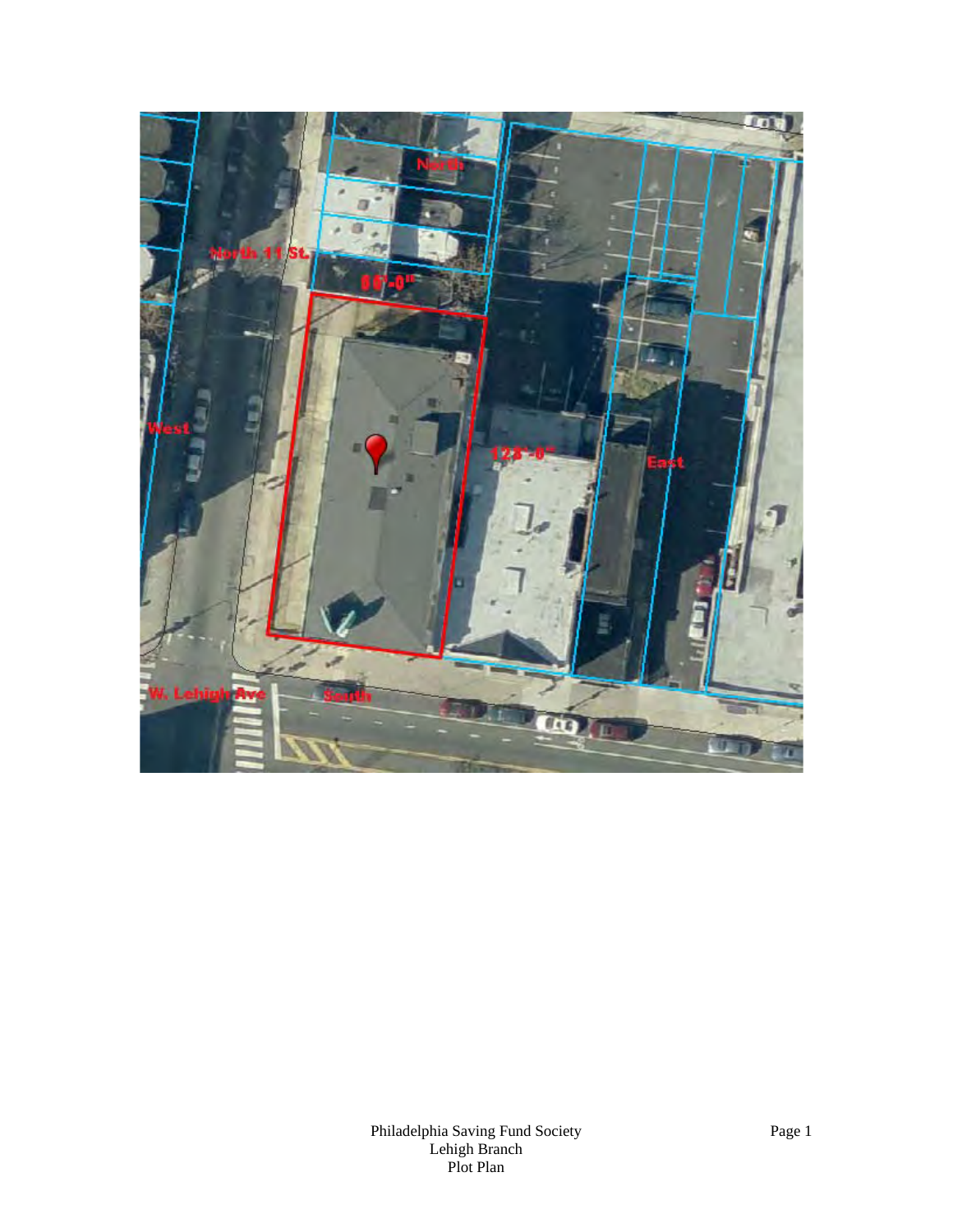North

North 11 St.

66'-0"

West

128'-0"

East

W. Lehigh Ave

South

Philadelphia Saving Fund Society
Lehigh Branch
Plot Plan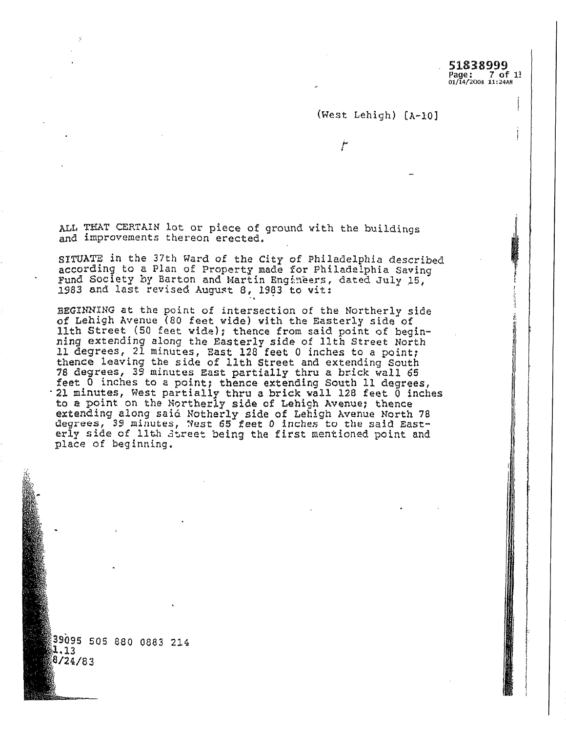(West Lehigh) [A-10]

ALL THAT CERTAIN lot or piece of ground with the buildings and improvements thereon erected.

SITUATE in the 37th Ward of the City of Philadelphia described according to a Plan of Property made for Philadelphia Saving Fund Society by Barton and Martin Engineers, dated July 15, 1983 and last revised August 8, 1983 to wit:

BEGINNING at the point of intersection of the Northerly side of Lehigh Avenue (80 feet wide) with the Easterly side of 11th Street (50 feet wide); thence from said point of beginning extending along the Easterly side of 11th Street North 11 degrees, 21 minutes, East 128 feet 0 inches to a point; thence leaving the side of 11th Street and extending South 78 degrees, 39 minutes East partially thru a brick wall 65 feet 0 inches to a point; thence extending South 11 degrees, 21 minutes, West partially thru a brick wall 128 feet 0 inches to a point on the Northerly side of Lehigh Avenue; thence extending along said Notherly side of Lehigh Avenue North 78 degrees, 39 minutes, West 65 feet 0 inches to the said Easterly side of 11th Street being the first mentioned point and place of beginning.

39095 505 880 0883 214
1.13
8/24/83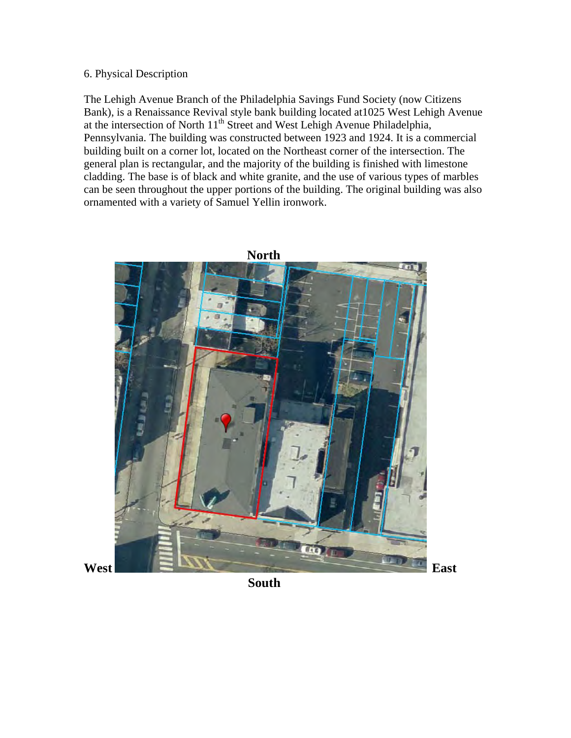6. Physical Description

The Lehigh Avenue Branch of the Philadelphia Savings Fund Society (now Citizens Bank), is a Renaissance Revival style bank building located at1025 West Lehigh Avenue at the intersection of North 11th Street and West Lehigh Avenue Philadelphia, Pennsylvania. The building was constructed between 1923 and 1924. It is a commercial building built on a corner lot, located on the Northeast corner of the intersection. The general plan is rectangular, and the majority of the building is finished with limestone cladding. The base is of black and white granite, and the use of various types of marbles can be seen throughout the upper portions of the building. The original building was also ornamented with a variety of Samuel Yellin ironwork.

**North**

**West** **East**

**South**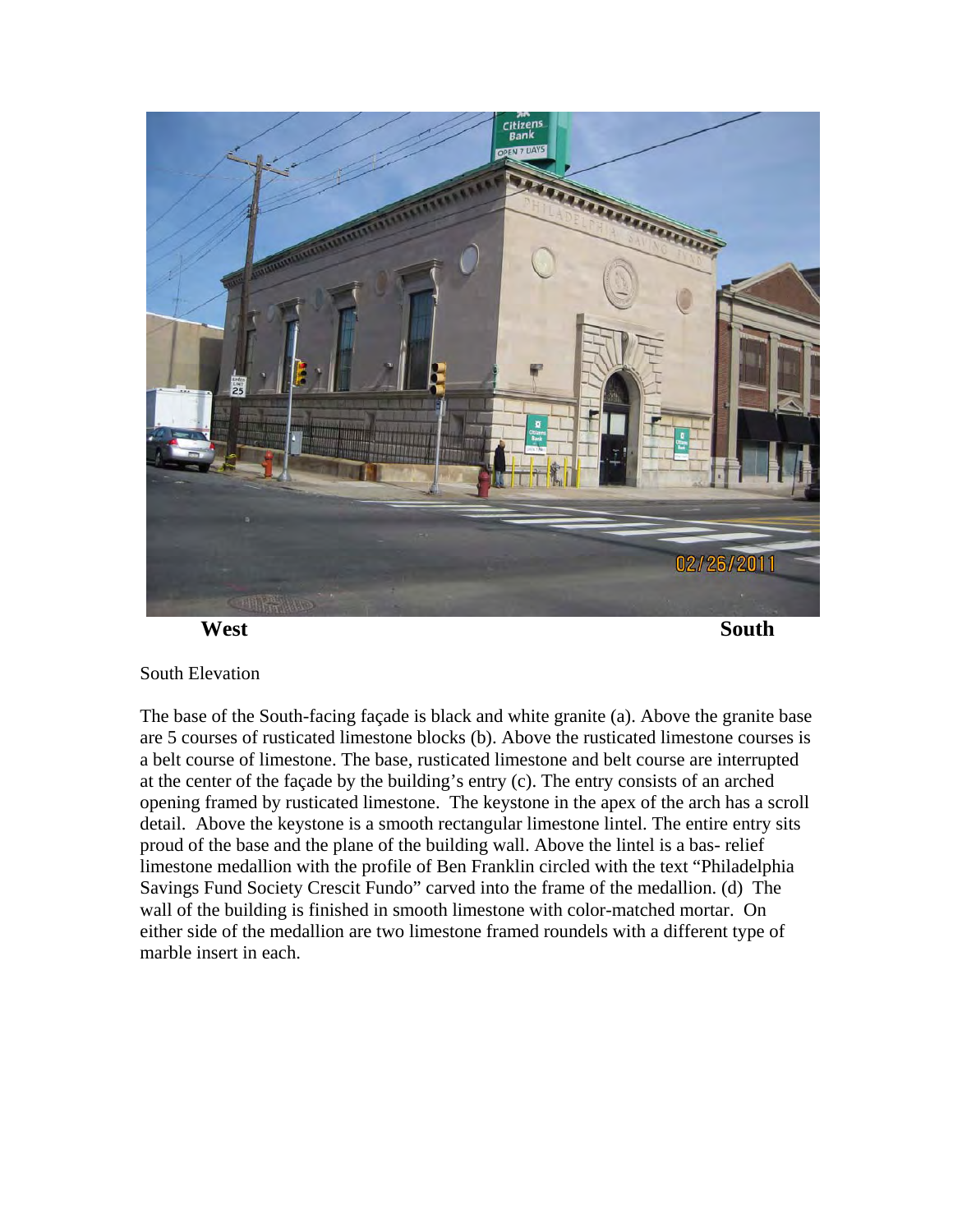**West** **South**

South Elevation

The base of the South-facing façade is black and white granite (a). Above the granite base are 5 courses of rusticated limestone blocks (b). Above the rusticated limestone courses is a belt course of limestone. The base, rusticated limestone and belt course are interrupted at the center of the façade by the building's entry (c). The entry consists of an arched opening framed by rusticated limestone. The keystone in the apex of the arch has a scroll detail. Above the keystone is a smooth rectangular limestone lintel. The entire entry sits proud of the base and the plane of the building wall. Above the lintel is a bas- relief limestone medallion with the profile of Ben Franklin circled with the text "Philadelphia Savings Fund Society Crescit Fundo" carved into the frame of the medallion. (d) The wall of the building is finished in smooth limestone with color-matched mortar. On either side of the medallion are two limestone framed roundels with a different type of marble insert in each.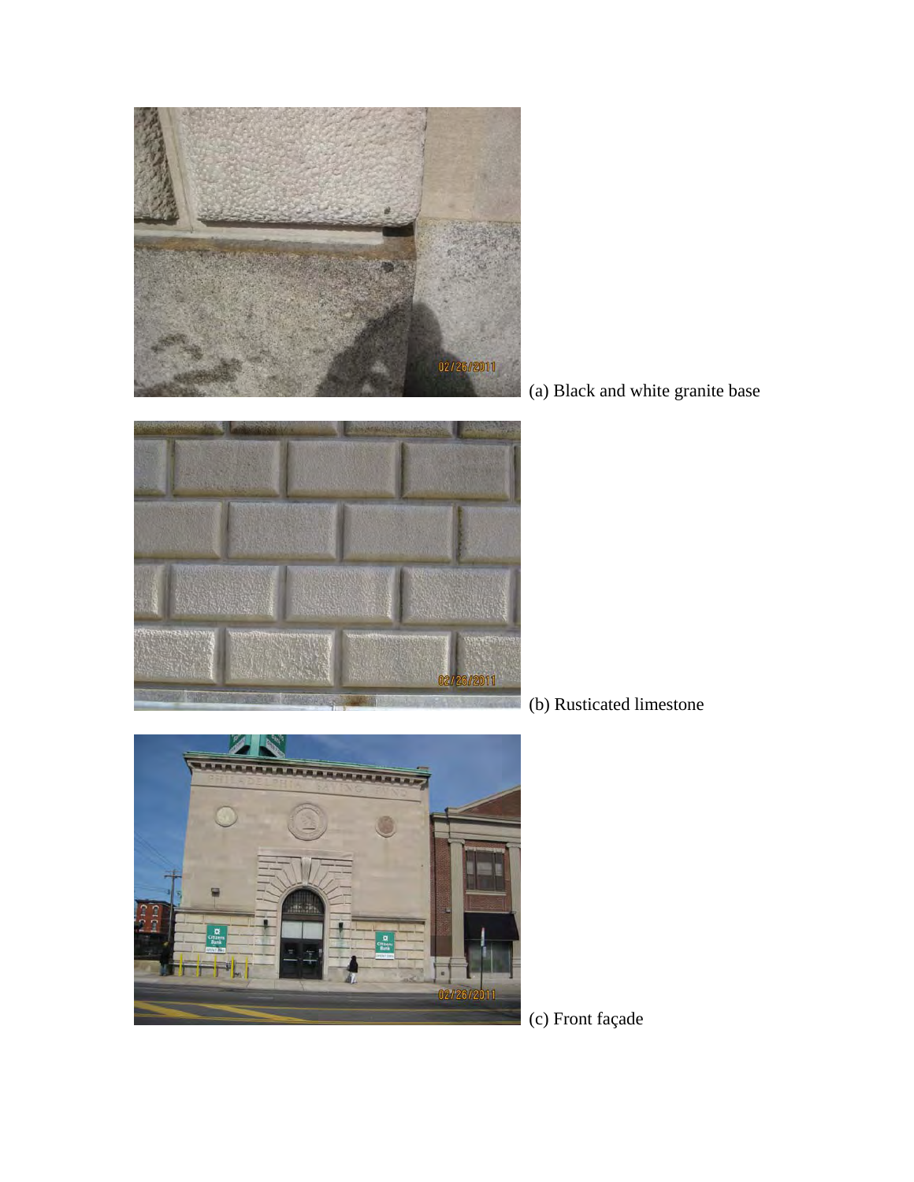(a) Black and white granite base

(b) Rusticated limestone

(c) Front façade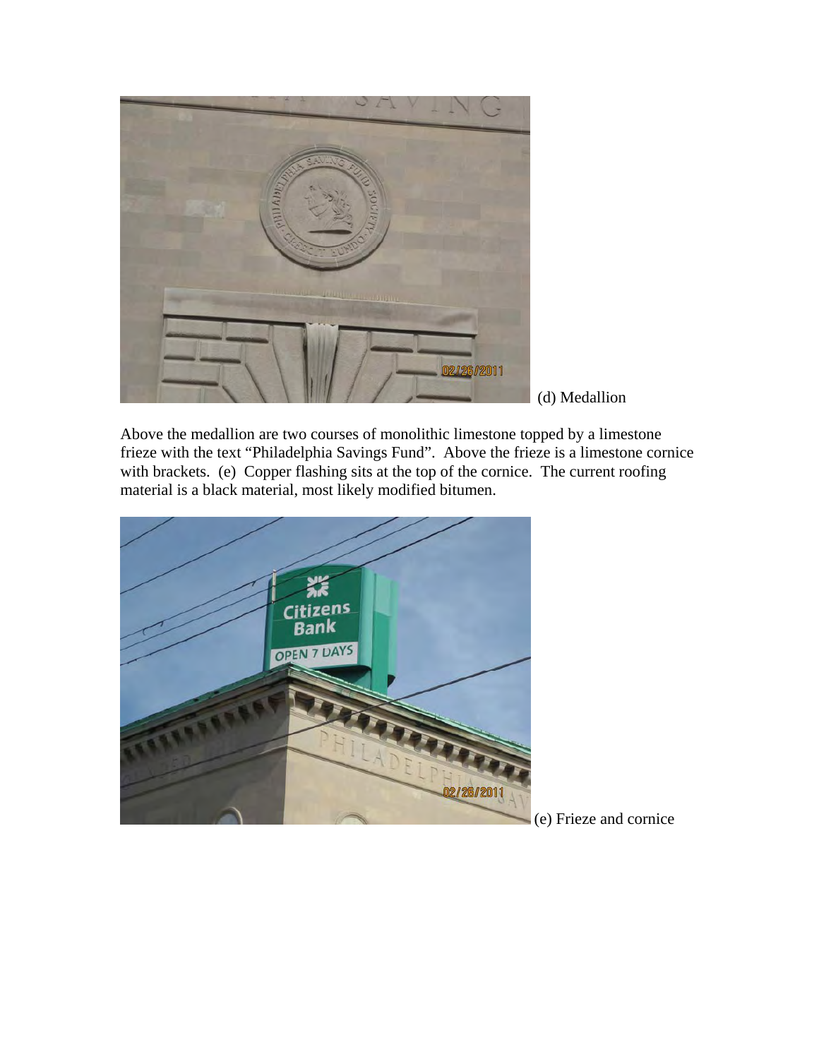(d) Medallion

Above the medallion are two courses of monolithic limestone topped by a limestone frieze with the text "Philadelphia Savings Fund". Above the frieze is a limestone cornice with brackets. (e) Copper flashing sits at the top of the cornice. The current roofing material is a black material, most likely modified bitumen.

(e) Frieze and cornice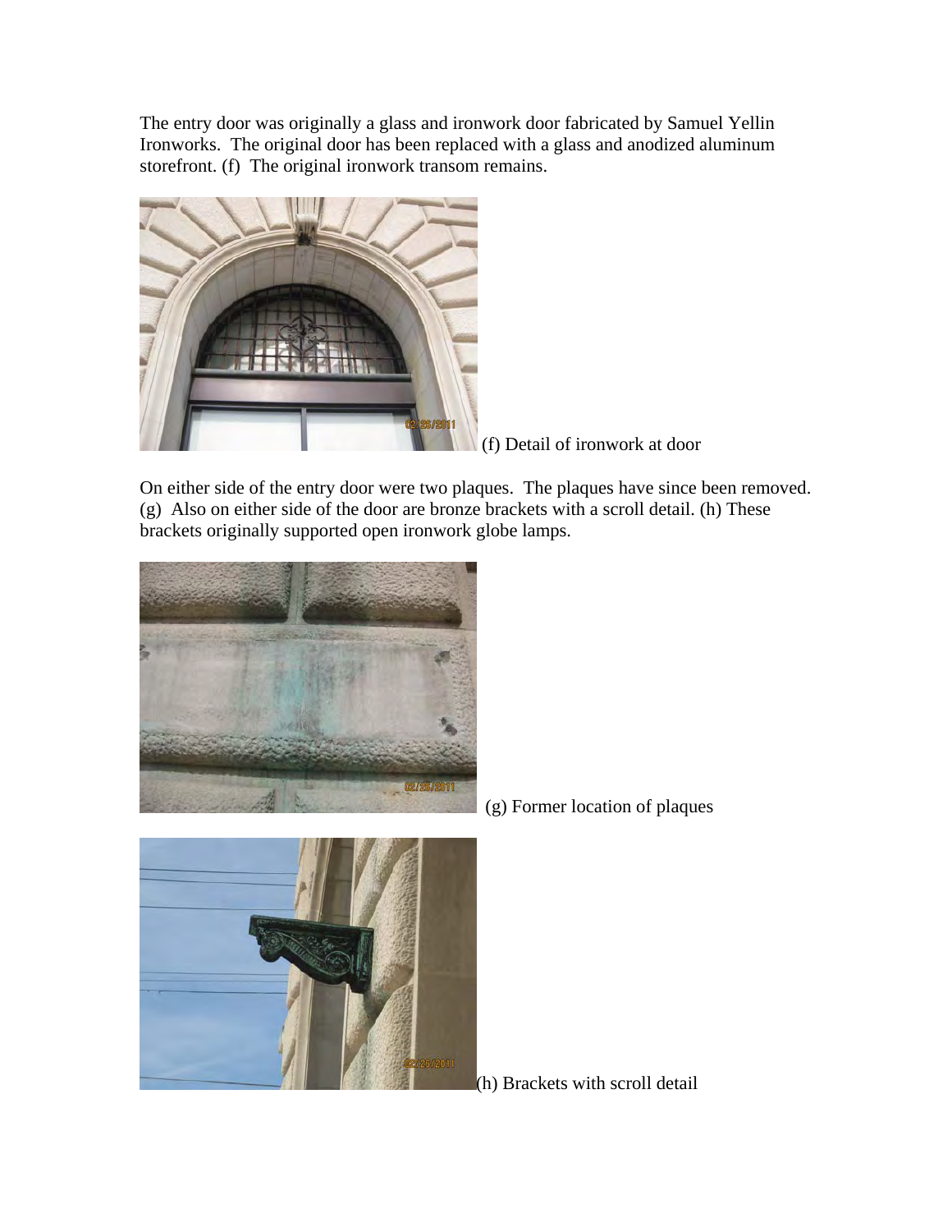The entry door was originally a glass and ironwork door fabricated by Samuel Yellin Ironworks. The original door has been replaced with a glass and anodized aluminum storefront. (f) The original ironwork transom remains.

(f) Detail of ironwork at door

On either side of the entry door were two plaques. The plaques have since been removed. (g) Also on either side of the door are bronze brackets with a scroll detail. (h) These brackets originally supported open ironwork globe lamps.

(g) Former location of plaques

(h) Brackets with scroll detail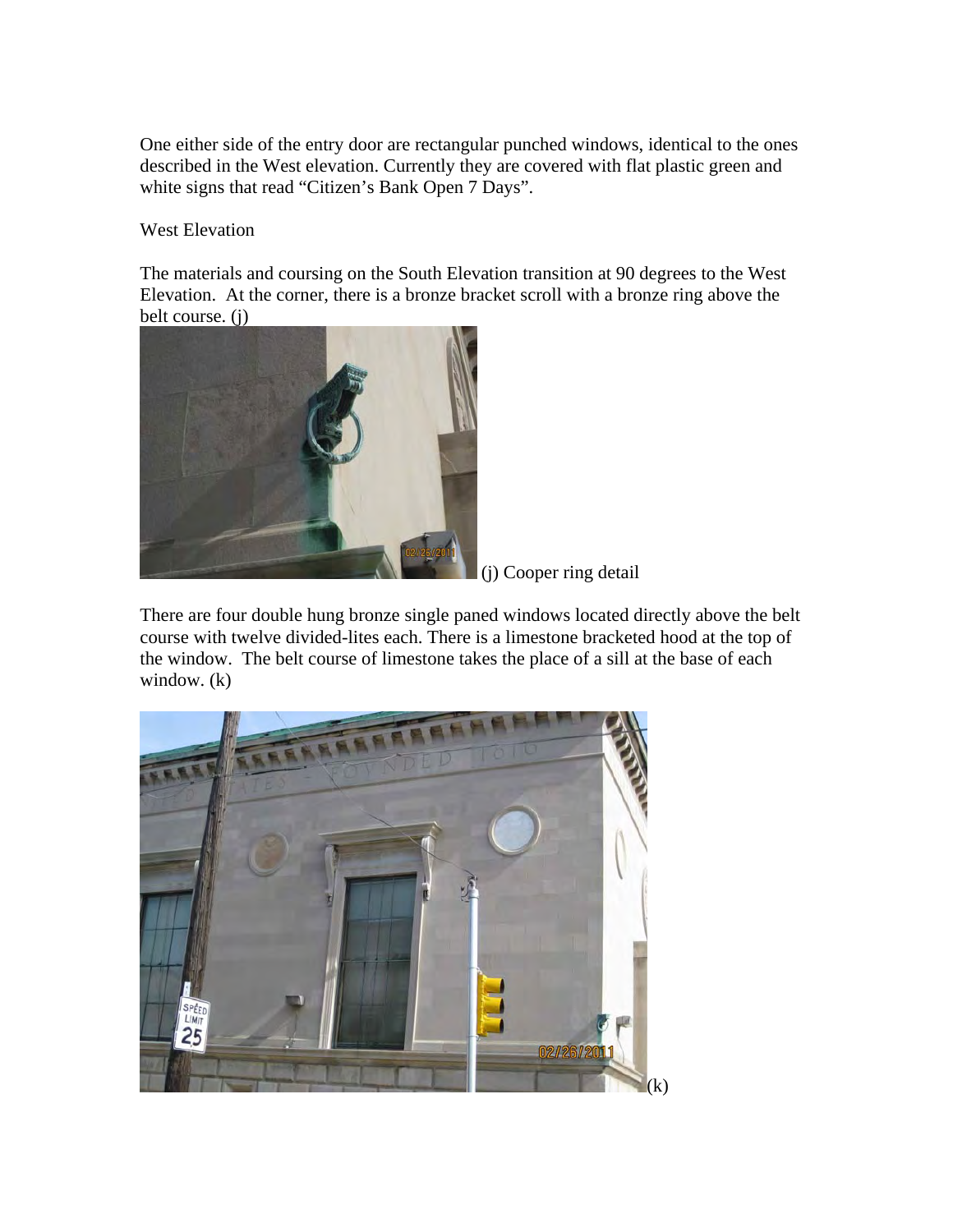One either side of the entry door are rectangular punched windows, identical to the ones described in the West elevation. Currently they are covered with flat plastic green and white signs that read “Citizen’s Bank Open 7 Days”.

West Elevation

The materials and coursing on the South Elevation transition at 90 degrees to the West Elevation. At the corner, there is a bronze bracket scroll with a bronze ring above the belt course. (j)

(j) Cooper ring detail

There are four double hung bronze single paned windows located directly above the belt course with twelve divided-lites each. There is a limestone bracketed hood at the top of the window. The belt course of limestone takes the place of a sill at the base of each window. (k)

(k)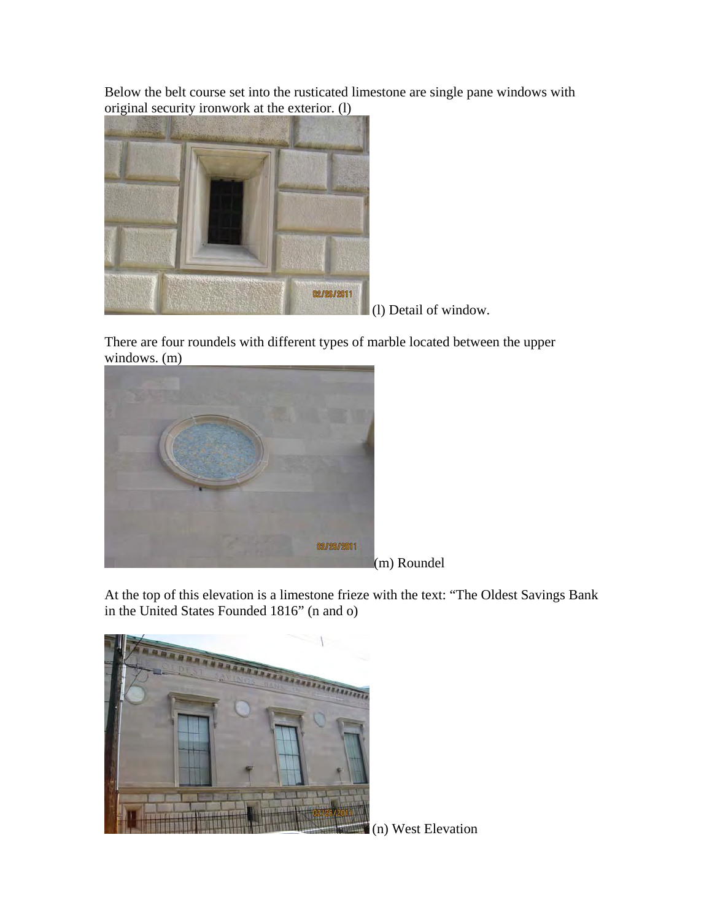Below the belt course set into the rusticated limestone are single pane windows with original security ironwork at the exterior. (l)

(l) Detail of window.

There are four roundels with different types of marble located between the upper windows. (m)

(m) Roundel

At the top of this elevation is a limestone frieze with the text: "The Oldest Savings Bank in the United States Founded 1816" (n and o)

(n) West Elevation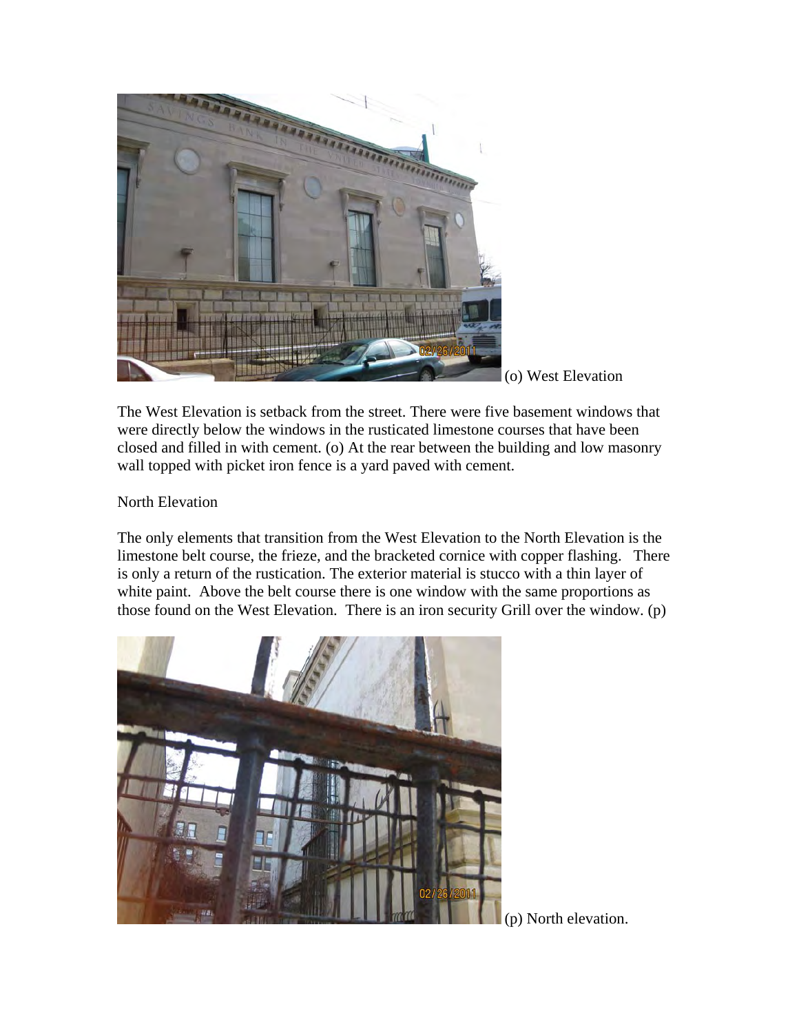(o) West Elevation

The West Elevation is setback from the street. There were five basement windows that were directly below the windows in the rusticated limestone courses that have been closed and filled in with cement. (o) At the rear between the building and low masonry wall topped with picket iron fence is a yard paved with cement.

North Elevation

The only elements that transition from the West Elevation to the North Elevation is the limestone belt course, the frieze, and the bracketed cornice with copper flashing. There is only a return of the rustication. The exterior material is stucco with a thin layer of white paint. Above the belt course there is one window with the same proportions as those found on the West Elevation. There is an iron security Grill over the window. (p)

(p) North elevation.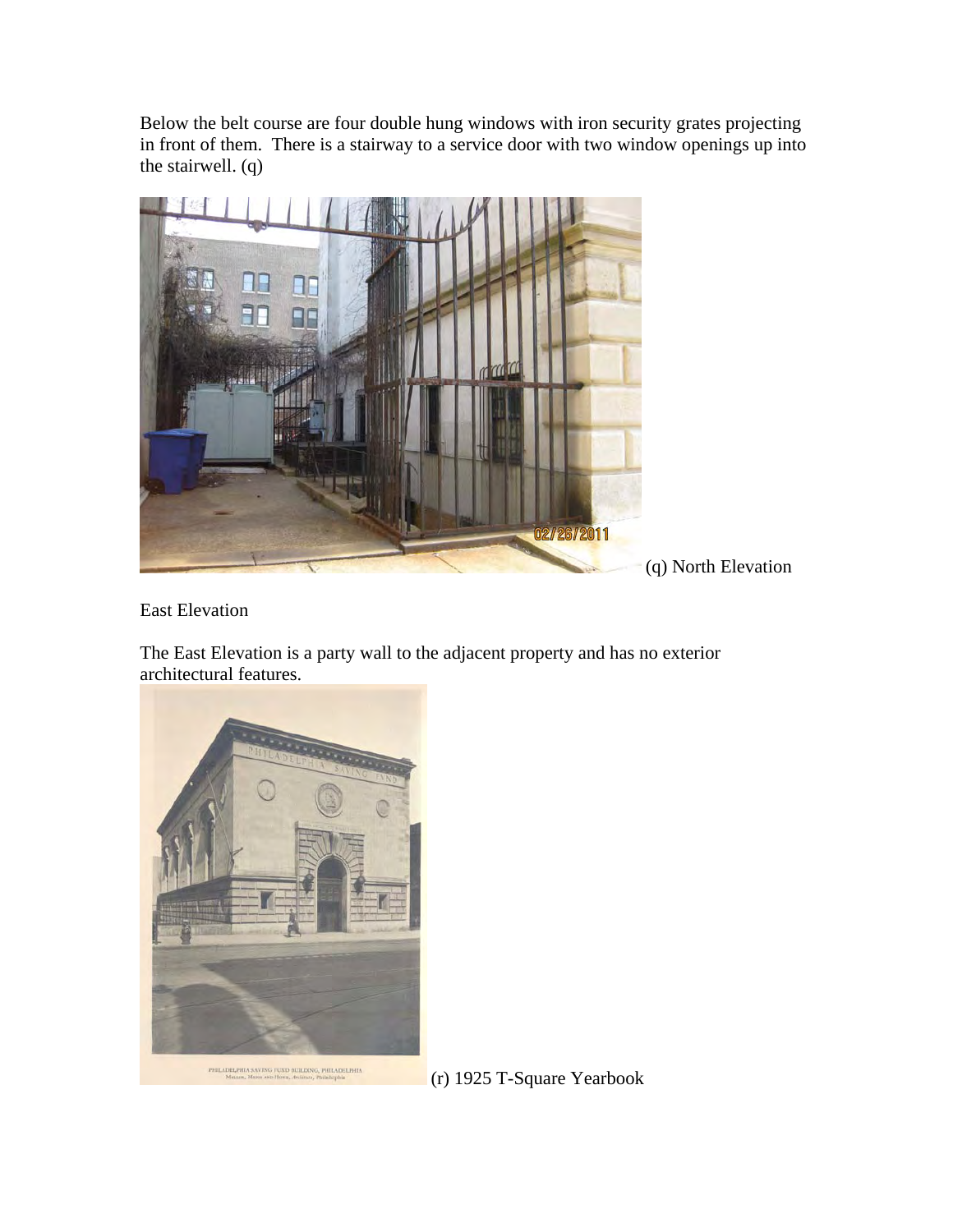Below the belt course are four double hung windows with iron security grates projecting in front of them. There is a stairway to a service door with two window openings up into the stairwell. (q)

(q) North Elevation

East Elevation

The East Elevation is a party wall to the adjacent property and has no exterior architectural features.

(r) 1925 T-Square Yearbook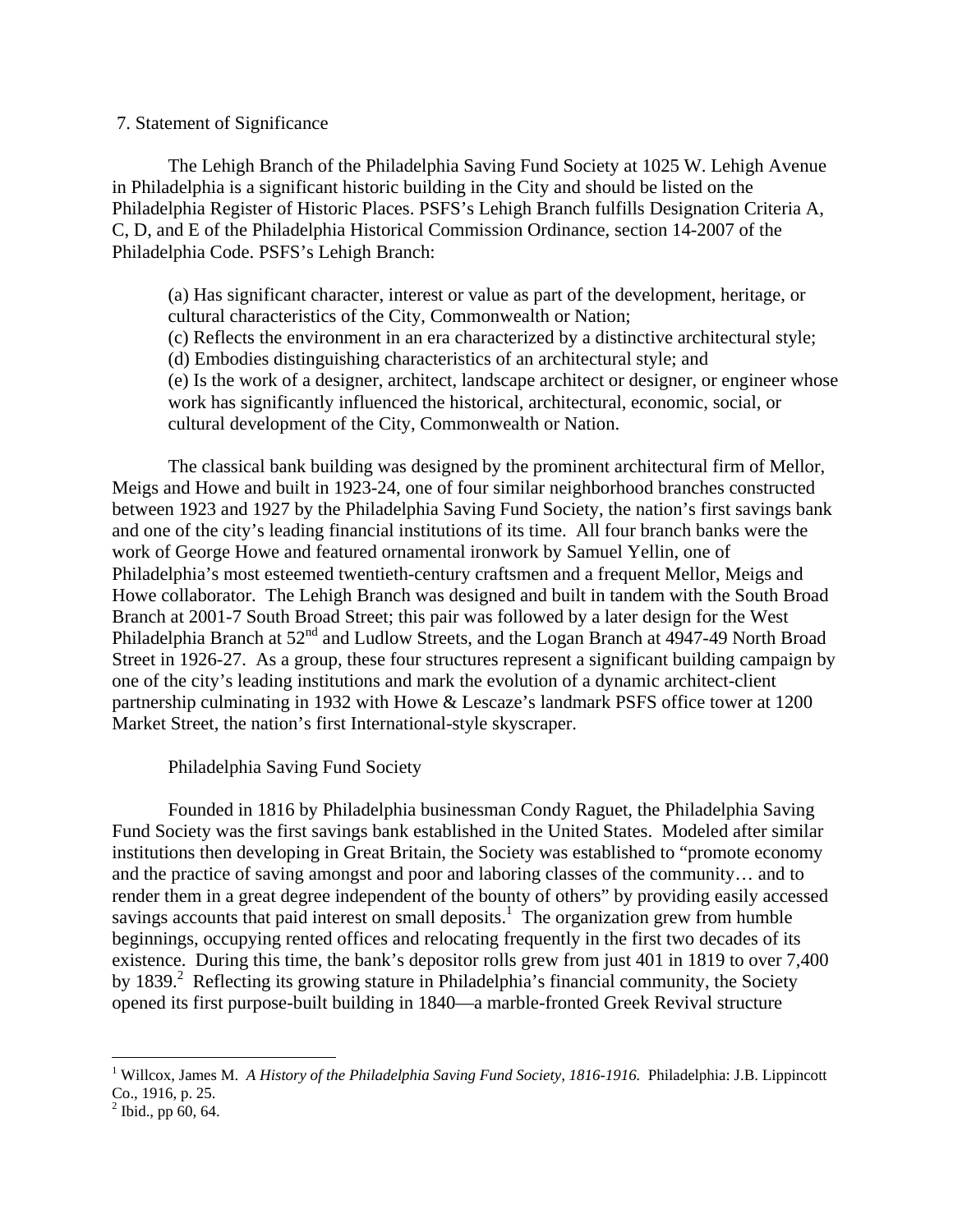7. Statement of Significance

The Lehigh Branch of the Philadelphia Saving Fund Society at 1025 W. Lehigh Avenue in Philadelphia is a significant historic building in the City and should be listed on the Philadelphia Register of Historic Places. PSFS's Lehigh Branch fulfills Designation Criteria A, C, D, and E of the Philadelphia Historical Commission Ordinance, section 14-2007 of the Philadelphia Code. PSFS's Lehigh Branch:

> (a) Has significant character, interest or value as part of the development, heritage, or cultural characteristics of the City, Commonwealth or Nation;
> (c) Reflects the environment in an era characterized by a distinctive architectural style;
> (d) Embodies distinguishing characteristics of an architectural style; and
> (e) Is the work of a designer, architect, landscape architect or designer, or engineer whose work has significantly influenced the historical, architectural, economic, social, or cultural development of the City, Commonwealth or Nation.

The classical bank building was designed by the prominent architectural firm of Mellor, Meigs and Howe and built in 1923-24, one of four similar neighborhood branches constructed between 1923 and 1927 by the Philadelphia Saving Fund Society, the nation's first savings bank and one of the city's leading financial institutions of its time. All four branch banks were the work of George Howe and featured ornamental ironwork by Samuel Yellin, one of Philadelphia's most esteemed twentieth-century craftsmen and a frequent Mellor, Meigs and Howe collaborator. The Lehigh Branch was designed and built in tandem with the South Broad Branch at 2001-7 South Broad Street; this pair was followed by a later design for the West Philadelphia Branch at 52nd and Ludlow Streets, and the Logan Branch at 4947-49 North Broad Street in 1926-27. As a group, these four structures represent a significant building campaign by one of the city's leading institutions and mark the evolution of a dynamic architect-client partnership culminating in 1932 with Howe & Lescaze's landmark PSFS office tower at 1200 Market Street, the nation's first International-style skyscraper.

Philadelphia Saving Fund Society

Founded in 1816 by Philadelphia businessman Condy Raguet, the Philadelphia Saving Fund Society was the first savings bank established in the United States. Modeled after similar institutions then developing in Great Britain, the Society was established to "promote economy and the practice of saving amongst and poor and laboring classes of the community… and to render them in a great degree independent of the bounty of others" by providing easily accessed savings accounts that paid interest on small deposits.[1] The organization grew from humble beginnings, occupying rented offices and relocating frequently in the first two decades of its existence. During this time, the bank's depositor rolls grew from just 401 in 1819 to over 7,400 by 1839.[2] Reflecting its growing stature in Philadelphia's financial community, the Society opened its first purpose-built building in 1840—a marble-fronted Greek Revival structure

---

[1] Willcox, James M. *A History of the Philadelphia Saving Fund Society, 1816-1916.* Philadelphia: J.B. Lippincott Co., 1916, p. 25.

[2] Ibid., pp 60, 64.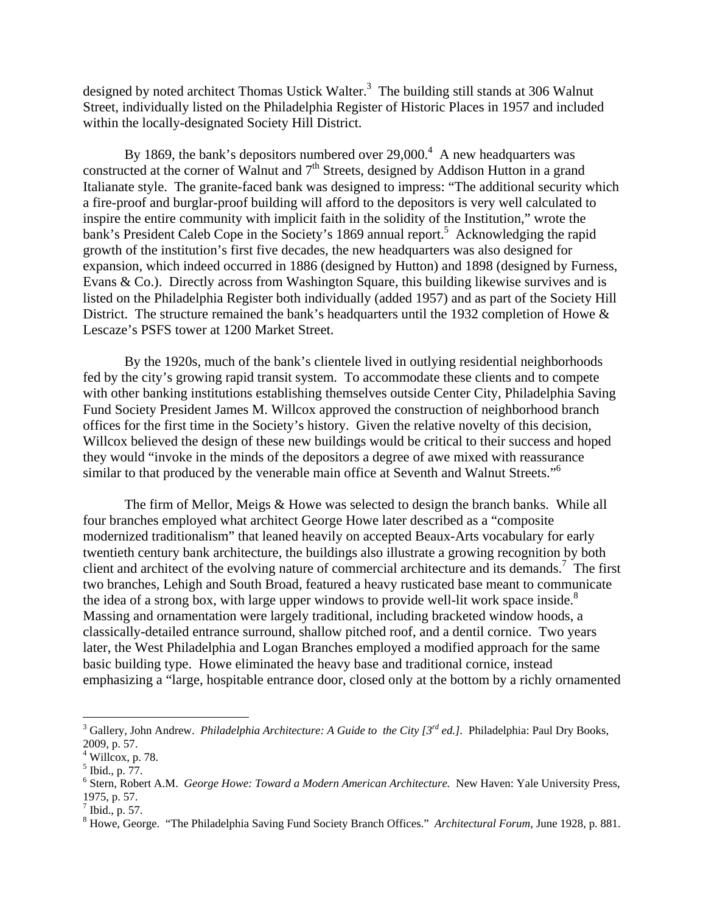designed by noted architect Thomas Ustick Walter.[3] The building still stands at 306 Walnut Street, individually listed on the Philadelphia Register of Historic Places in 1957 and included within the locally-designated Society Hill District.

By 1869, the bank's depositors numbered over 29,000.[4] A new headquarters was constructed at the corner of Walnut and 7th Streets, designed by Addison Hutton in a grand Italianate style. The granite-faced bank was designed to impress: "The additional security which a fire-proof and burglar-proof building will afford to the depositors is very well calculated to inspire the entire community with implicit faith in the solidity of the Institution," wrote the bank's President Caleb Cope in the Society's 1869 annual report.[5] Acknowledging the rapid growth of the institution's first five decades, the new headquarters was also designed for expansion, which indeed occurred in 1886 (designed by Hutton) and 1898 (designed by Furness, Evans & Co.). Directly across from Washington Square, this building likewise survives and is listed on the Philadelphia Register both individually (added 1957) and as part of the Society Hill District. The structure remained the bank's headquarters until the 1932 completion of Howe & Lescaze's PSFS tower at 1200 Market Street.

By the 1920s, much of the bank's clientele lived in outlying residential neighborhoods fed by the city's growing rapid transit system. To accommodate these clients and to compete with other banking institutions establishing themselves outside Center City, Philadelphia Saving Fund Society President James M. Willcox approved the construction of neighborhood branch offices for the first time in the Society's history. Given the relative novelty of this decision, Willcox believed the design of these new buildings would be critical to their success and hoped they would "invoke in the minds of the depositors a degree of awe mixed with reassurance similar to that produced by the venerable main office at Seventh and Walnut Streets."[6]

The firm of Mellor, Meigs & Howe was selected to design the branch banks. While all four branches employed what architect George Howe later described as a "composite modernized traditionalism" that leaned heavily on accepted Beaux-Arts vocabulary for early twentieth century bank architecture, the buildings also illustrate a growing recognition by both client and architect of the evolving nature of commercial architecture and its demands.[7] The first two branches, Lehigh and South Broad, featured a heavy rusticated base meant to communicate the idea of a strong box, with large upper windows to provide well-lit work space inside.[8] Massing and ornamentation were largely traditional, including bracketed window hoods, a classically-detailed entrance surround, shallow pitched roof, and a dentil cornice. Two years later, the West Philadelphia and Logan Branches employed a modified approach for the same basic building type. Howe eliminated the heavy base and traditional cornice, instead emphasizing a "large, hospitable entrance door, closed only at the bottom by a richly ornamented

---

[3] Gallery, John Andrew. *Philadelphia Architecture: A Guide to the City [3rd ed.]*. Philadelphia: Paul Dry Books, 2009, p. 57.

[4] Willcox, p. 78.

[5] Ibid., p. 77.

[6] Stern, Robert A.M. *George Howe: Toward a Modern American Architecture.* New Haven: Yale University Press, 1975, p. 57.

[7] Ibid., p. 57.

[8] Howe, George. "The Philadelphia Saving Fund Society Branch Offices." *Architectural Forum*, June 1928, p. 881.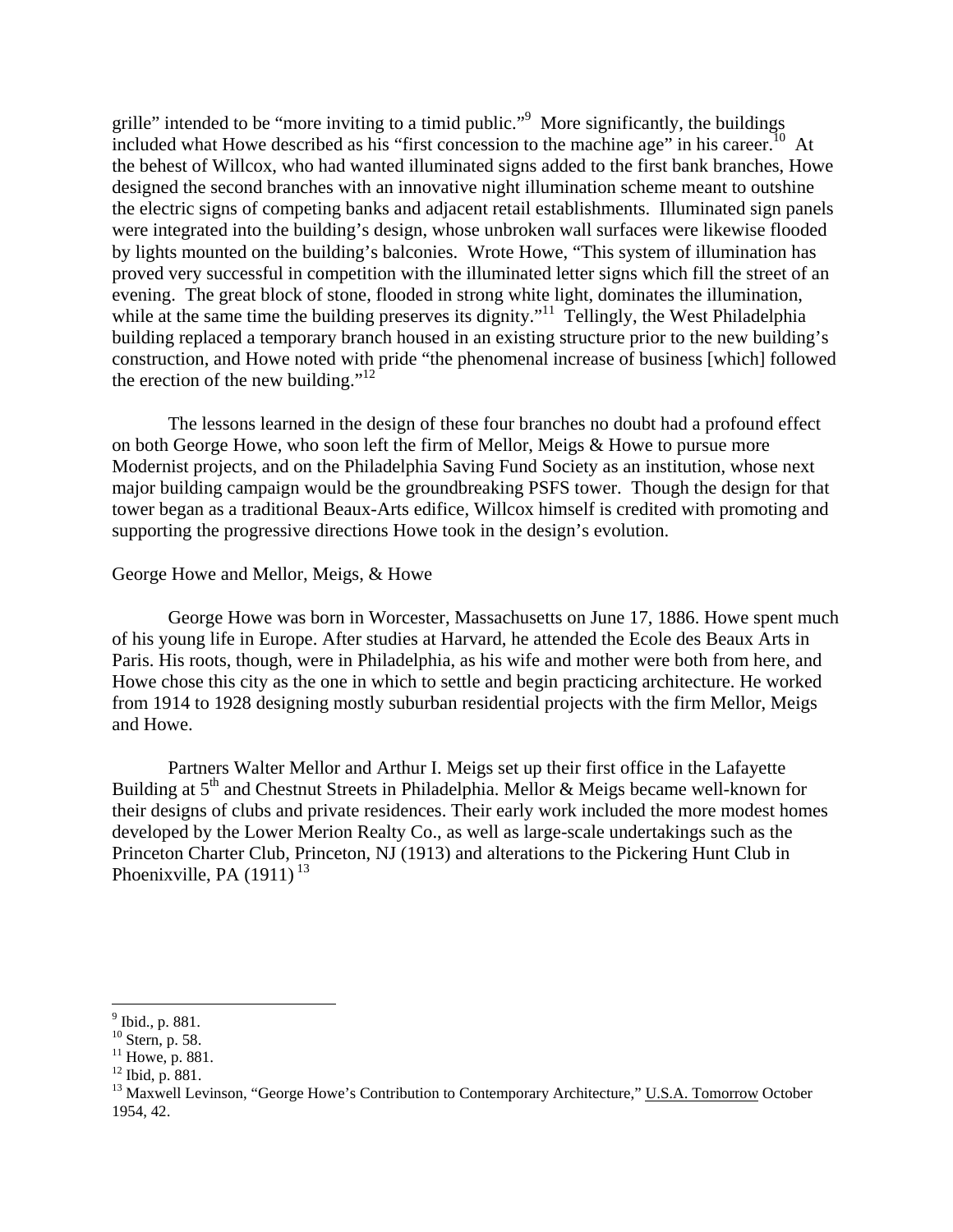grille" intended to be "more inviting to a timid public."[9] More significantly, the buildings included what Howe described as his "first concession to the machine age" in his career.[10] At the behest of Willcox, who had wanted illuminated signs added to the first bank branches, Howe designed the second branches with an innovative night illumination scheme meant to outshine the electric signs of competing banks and adjacent retail establishments. Illuminated sign panels were integrated into the building's design, whose unbroken wall surfaces were likewise flooded by lights mounted on the building's balconies. Wrote Howe, "This system of illumination has proved very successful in competition with the illuminated letter signs which fill the street of an evening. The great block of stone, flooded in strong white light, dominates the illumination, while at the same time the building preserves its dignity."[11] Tellingly, the West Philadelphia building replaced a temporary branch housed in an existing structure prior to the new building's construction, and Howe noted with pride "the phenomenal increase of business [which] followed the erection of the new building."[12]

The lessons learned in the design of these four branches no doubt had a profound effect on both George Howe, who soon left the firm of Mellor, Meigs & Howe to pursue more Modernist projects, and on the Philadelphia Saving Fund Society as an institution, whose next major building campaign would be the groundbreaking PSFS tower. Though the design for that tower began as a traditional Beaux-Arts edifice, Willcox himself is credited with promoting and supporting the progressive directions Howe took in the design's evolution.

George Howe and Mellor, Meigs, & Howe

George Howe was born in Worcester, Massachusetts on June 17, 1886. Howe spent much of his young life in Europe. After studies at Harvard, he attended the Ecole des Beaux Arts in Paris. His roots, though, were in Philadelphia, as his wife and mother were both from here, and Howe chose this city as the one in which to settle and begin practicing architecture. He worked from 1914 to 1928 designing mostly suburban residential projects with the firm Mellor, Meigs and Howe.

Partners Walter Mellor and Arthur I. Meigs set up their first office in the Lafayette Building at 5th and Chestnut Streets in Philadelphia. Mellor & Meigs became well-known for their designs of clubs and private residences. Their early work included the more modest homes developed by the Lower Merion Realty Co., as well as large-scale undertakings such as the Princeton Charter Club, Princeton, NJ (1913) and alterations to the Pickering Hunt Club in Phoenixville, PA (1911) [13]

---

[9] Ibid., p. 881.
[10] Stern, p. 58.
[11] Howe, p. 881.
[12] Ibid, p. 881.
[13] Maxwell Levinson, "George Howe's Contribution to Contemporary Architecture," U.S.A. Tomorrow October 1954, 42.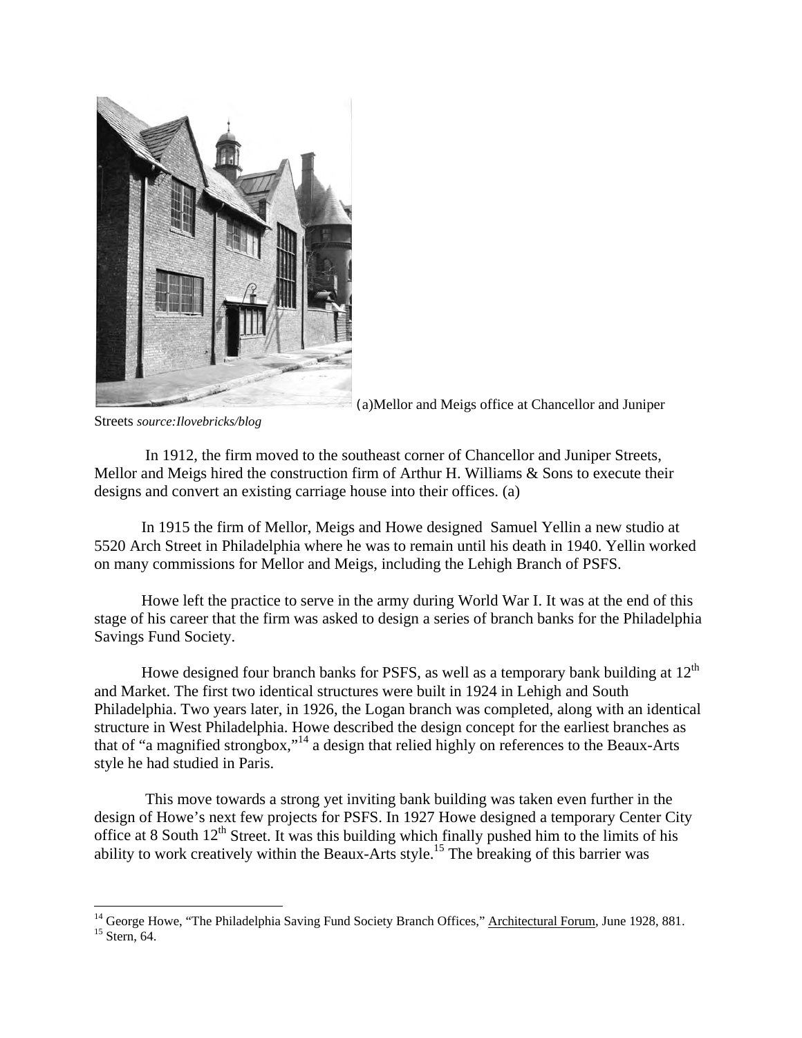(a)Mellor and Meigs office at Chancellor and Juniper Streets *source:Ilovebricks/blog*

In 1912, the firm moved to the southeast corner of Chancellor and Juniper Streets, Mellor and Meigs hired the construction firm of Arthur H. Williams & Sons to execute their designs and convert an existing carriage house into their offices. (a)

In 1915 the firm of Mellor, Meigs and Howe designed Samuel Yellin a new studio at 5520 Arch Street in Philadelphia where he was to remain until his death in 1940. Yellin worked on many commissions for Mellor and Meigs, including the Lehigh Branch of PSFS.

Howe left the practice to serve in the army during World War I. It was at the end of this stage of his career that the firm was asked to design a series of branch banks for the Philadelphia Savings Fund Society.

Howe designed four branch banks for PSFS, as well as a temporary bank building at 12th and Market. The first two identical structures were built in 1924 in Lehigh and South Philadelphia. Two years later, in 1926, the Logan branch was completed, along with an identical structure in West Philadelphia. Howe described the design concept for the earliest branches as that of "a magnified strongbox,"[14] a design that relied highly on references to the Beaux-Arts style he had studied in Paris.

This move towards a strong yet inviting bank building was taken even further in the design of Howe's next few projects for PSFS. In 1927 Howe designed a temporary Center City office at 8 South 12th Street. It was this building which finally pushed him to the limits of his ability to work creatively within the Beaux-Arts style.[15] The breaking of this barrier was

---

[14] George Howe, "The Philadelphia Saving Fund Society Branch Offices," Architectural Forum, June 1928, 881.

[15] Stern, 64.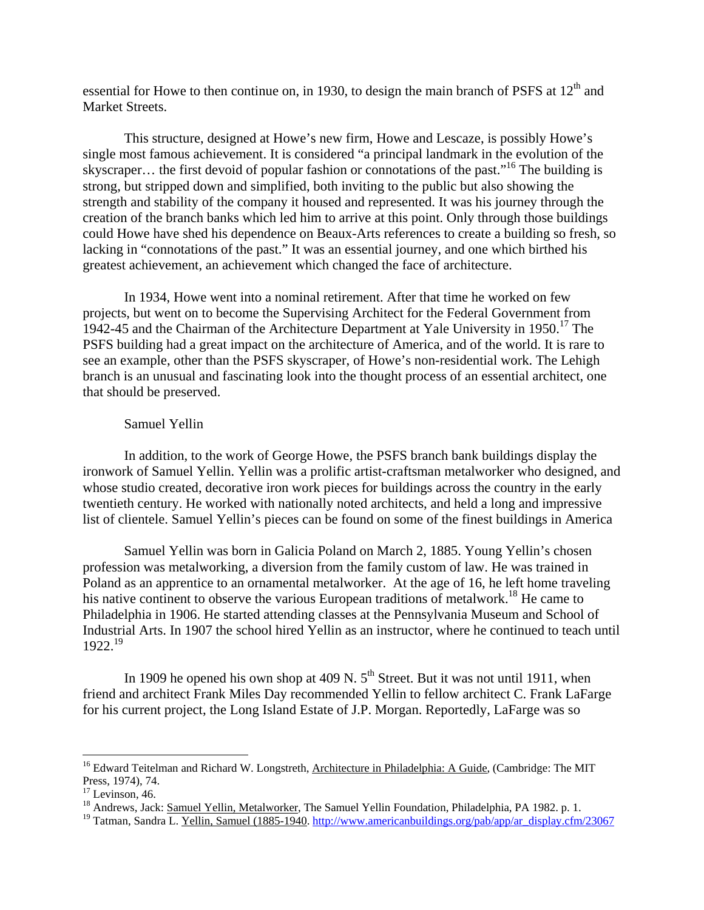essential for Howe to then continue on, in 1930, to design the main branch of PSFS at 12th and Market Streets.

This structure, designed at Howe's new firm, Howe and Lescaze, is possibly Howe's single most famous achievement. It is considered "a principal landmark in the evolution of the skyscraper… the first devoid of popular fashion or connotations of the past."[16] The building is strong, but stripped down and simplified, both inviting to the public but also showing the strength and stability of the company it housed and represented. It was his journey through the creation of the branch banks which led him to arrive at this point. Only through those buildings could Howe have shed his dependence on Beaux-Arts references to create a building so fresh, so lacking in "connotations of the past." It was an essential journey, and one which birthed his greatest achievement, an achievement which changed the face of architecture.

In 1934, Howe went into a nominal retirement. After that time he worked on few projects, but went on to become the Supervising Architect for the Federal Government from 1942-45 and the Chairman of the Architecture Department at Yale University in 1950.[17] The PSFS building had a great impact on the architecture of America, and of the world. It is rare to see an example, other than the PSFS skyscraper, of Howe's non-residential work. The Lehigh branch is an unusual and fascinating look into the thought process of an essential architect, one that should be preserved.

Samuel Yellin

In addition, to the work of George Howe, the PSFS branch bank buildings display the ironwork of Samuel Yellin. Yellin was a prolific artist-craftsman metalworker who designed, and whose studio created, decorative iron work pieces for buildings across the country in the early twentieth century. He worked with nationally noted architects, and held a long and impressive list of clientele. Samuel Yellin's pieces can be found on some of the finest buildings in America

Samuel Yellin was born in Galicia Poland on March 2, 1885. Young Yellin's chosen profession was metalworking, a diversion from the family custom of law. He was trained in Poland as an apprentice to an ornamental metalworker. At the age of 16, he left home traveling his native continent to observe the various European traditions of metalwork.[18] He came to Philadelphia in 1906. He started attending classes at the Pennsylvania Museum and School of Industrial Arts. In 1907 the school hired Yellin as an instructor, where he continued to teach until 1922.[19]

In 1909 he opened his own shop at 409 N. 5th Street. But it was not until 1911, when friend and architect Frank Miles Day recommended Yellin to fellow architect C. Frank LaFarge for his current project, the Long Island Estate of J.P. Morgan. Reportedly, LaFarge was so

---

[16] Edward Teitelman and Richard W. Longstreth, Architecture in Philadelphia: A Guide, (Cambridge: The MIT Press, 1974), 74.

[17] Levinson, 46.

[18] Andrews, Jack: Samuel Yellin, Metalworker, The Samuel Yellin Foundation, Philadelphia, PA 1982. p. 1.

[19] Tatman, Sandra L. Yellin, Samuel (1885-1940. http://www.americanbuildings.org/pab/app/ar_display.cfm/23067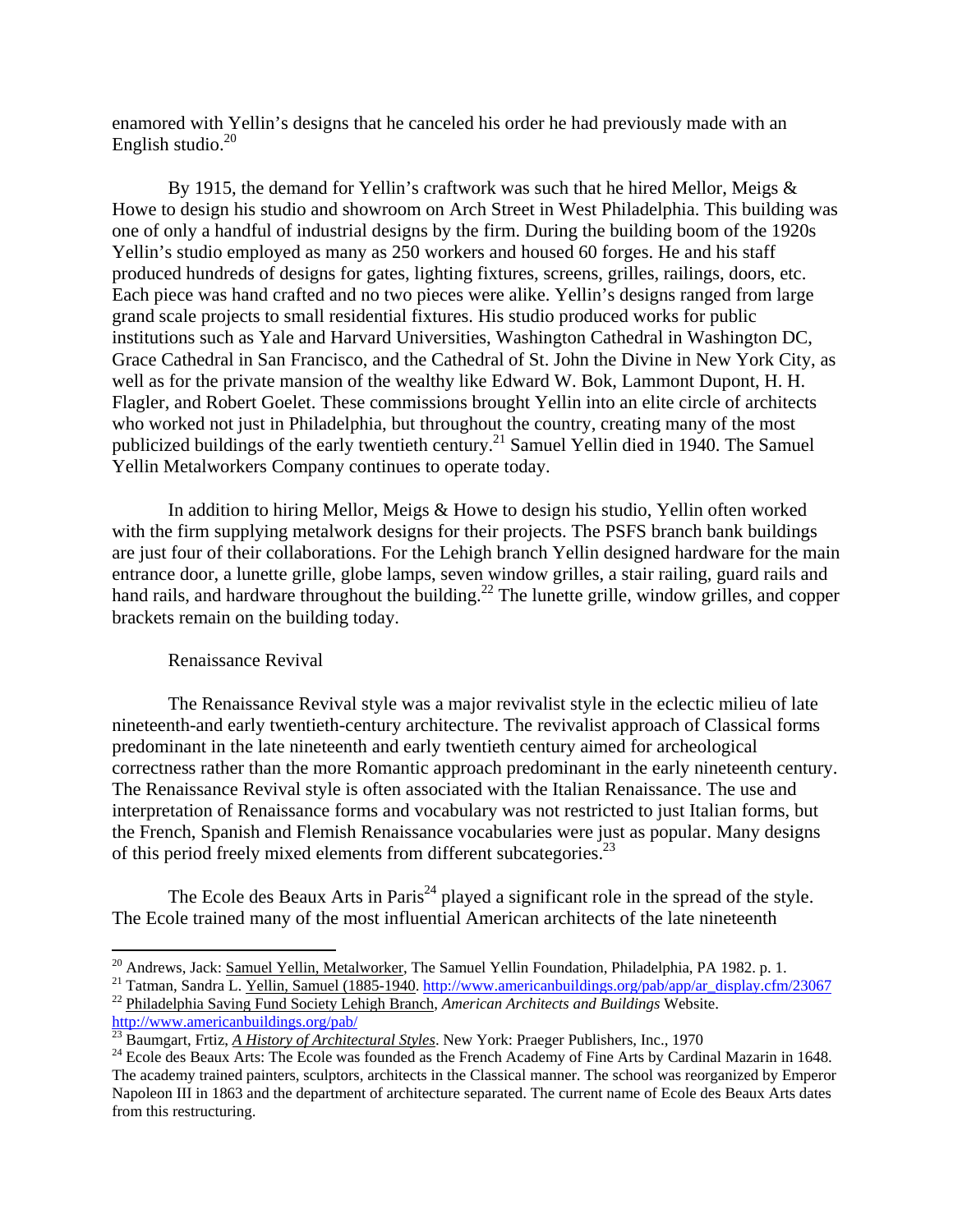enamored with Yellin's designs that he canceled his order he had previously made with an English studio.[20]

By 1915, the demand for Yellin's craftwork was such that he hired Mellor, Meigs & Howe to design his studio and showroom on Arch Street in West Philadelphia. This building was one of only a handful of industrial designs by the firm. During the building boom of the 1920s Yellin's studio employed as many as 250 workers and housed 60 forges. He and his staff produced hundreds of designs for gates, lighting fixtures, screens, grilles, railings, doors, etc. Each piece was hand crafted and no two pieces were alike. Yellin's designs ranged from large grand scale projects to small residential fixtures. His studio produced works for public institutions such as Yale and Harvard Universities, Washington Cathedral in Washington DC, Grace Cathedral in San Francisco, and the Cathedral of St. John the Divine in New York City, as well as for the private mansion of the wealthy like Edward W. Bok, Lammont Dupont, H. H. Flagler, and Robert Goelet. These commissions brought Yellin into an elite circle of architects who worked not just in Philadelphia, but throughout the country, creating many of the most publicized buildings of the early twentieth century.[21] Samuel Yellin died in 1940. The Samuel Yellin Metalworkers Company continues to operate today.

In addition to hiring Mellor, Meigs & Howe to design his studio, Yellin often worked with the firm supplying metalwork designs for their projects. The PSFS branch bank buildings are just four of their collaborations. For the Lehigh branch Yellin designed hardware for the main entrance door, a lunette grille, globe lamps, seven window grilles, a stair railing, guard rails and hand rails, and hardware throughout the building.[22] The lunette grille, window grilles, and copper brackets remain on the building today.

### Renaissance Revival

The Renaissance Revival style was a major revivalist style in the eclectic milieu of late nineteenth-and early twentieth-century architecture. The revivalist approach of Classical forms predominant in the late nineteenth and early twentieth century aimed for archeological correctness rather than the more Romantic approach predominant in the early nineteenth century. The Renaissance Revival style is often associated with the Italian Renaissance. The use and interpretation of Renaissance forms and vocabulary was not restricted to just Italian forms, but the French, Spanish and Flemish Renaissance vocabularies were just as popular. Many designs of this period freely mixed elements from different subcategories.[23]

The Ecole des Beaux Arts in Paris[24] played a significant role in the spread of the style. The Ecole trained many of the most influential American architects of the late nineteenth

---

[20] Andrews, Jack: Samuel Yellin, Metalworker, The Samuel Yellin Foundation, Philadelphia, PA 1982. p. 1.

[21] Tatman, Sandra L. Yellin, Samuel (1885-1940. http://www.americanbuildings.org/pab/app/ar_display.cfm/23067

[22] Philadelphia Saving Fund Society Lehigh Branch, *American Architects and Buildings* Website. http://www.americanbuildings.org/pab/

[23] Baumgart, Frtiz, *A History of Architectural Styles*. New York: Praeger Publishers, Inc., 1970

[24] Ecole des Beaux Arts: The Ecole was founded as the French Academy of Fine Arts by Cardinal Mazarin in 1648. The academy trained painters, sculptors, architects in the Classical manner. The school was reorganized by Emperor Napoleon III in 1863 and the department of architecture separated. The current name of Ecole des Beaux Arts dates from this restructuring.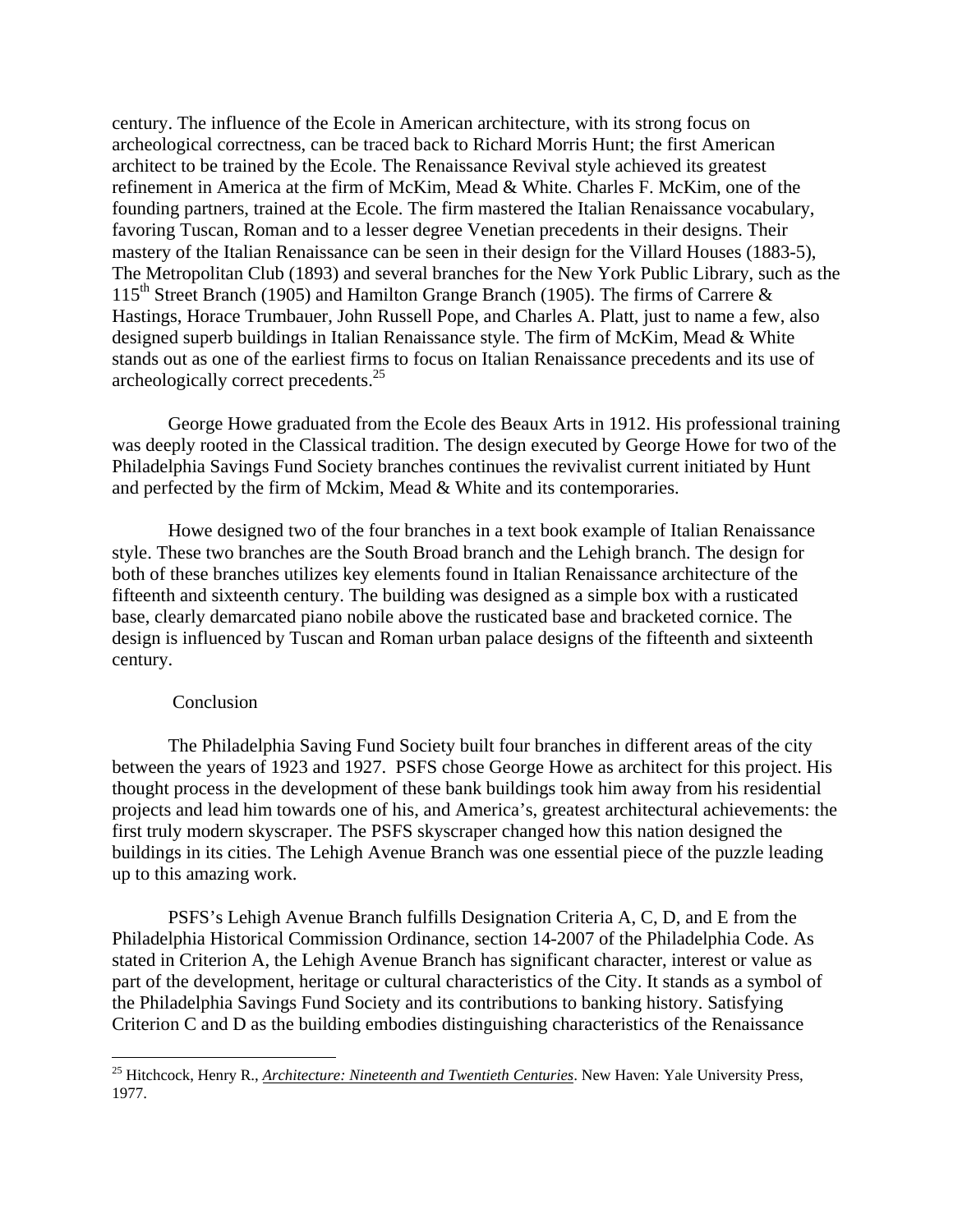century. The influence of the Ecole in American architecture, with its strong focus on archeological correctness, can be traced back to Richard Morris Hunt; the first American architect to be trained by the Ecole. The Renaissance Revival style achieved its greatest refinement in America at the firm of McKim, Mead & White. Charles F. McKim, one of the founding partners, trained at the Ecole. The firm mastered the Italian Renaissance vocabulary, favoring Tuscan, Roman and to a lesser degree Venetian precedents in their designs. Their mastery of the Italian Renaissance can be seen in their design for the Villard Houses (1883-5), The Metropolitan Club (1893) and several branches for the New York Public Library, such as the 115th Street Branch (1905) and Hamilton Grange Branch (1905). The firms of Carrere & Hastings, Horace Trumbauer, John Russell Pope, and Charles A. Platt, just to name a few, also designed superb buildings in Italian Renaissance style. The firm of McKim, Mead & White stands out as one of the earliest firms to focus on Italian Renaissance precedents and its use of archeologically correct precedents.[25]

George Howe graduated from the Ecole des Beaux Arts in 1912. His professional training was deeply rooted in the Classical tradition. The design executed by George Howe for two of the Philadelphia Savings Fund Society branches continues the revivalist current initiated by Hunt and perfected by the firm of Mckim, Mead & White and its contemporaries.

Howe designed two of the four branches in a text book example of Italian Renaissance style. These two branches are the South Broad branch and the Lehigh branch. The design for both of these branches utilizes key elements found in Italian Renaissance architecture of the fifteenth and sixteenth century. The building was designed as a simple box with a rusticated base, clearly demarcated piano nobile above the rusticated base and bracketed cornice. The design is influenced by Tuscan and Roman urban palace designs of the fifteenth and sixteenth century.

## Conclusion

The Philadelphia Saving Fund Society built four branches in different areas of the city between the years of 1923 and 1927. PSFS chose George Howe as architect for this project. His thought process in the development of these bank buildings took him away from his residential projects and lead him towards one of his, and America's, greatest architectural achievements: the first truly modern skyscraper. The PSFS skyscraper changed how this nation designed the buildings in its cities. The Lehigh Avenue Branch was one essential piece of the puzzle leading up to this amazing work.

PSFS's Lehigh Avenue Branch fulfills Designation Criteria A, C, D, and E from the Philadelphia Historical Commission Ordinance, section 14-2007 of the Philadelphia Code. As stated in Criterion A, the Lehigh Avenue Branch has significant character, interest or value as part of the development, heritage or cultural characteristics of the City. It stands as a symbol of the Philadelphia Savings Fund Society and its contributions to banking history. Satisfying Criterion C and D as the building embodies distinguishing characteristics of the Renaissance

---

[25] Hitchcock, Henry R., *Architecture: Nineteenth and Twentieth Centuries*. New Haven: Yale University Press, 1977.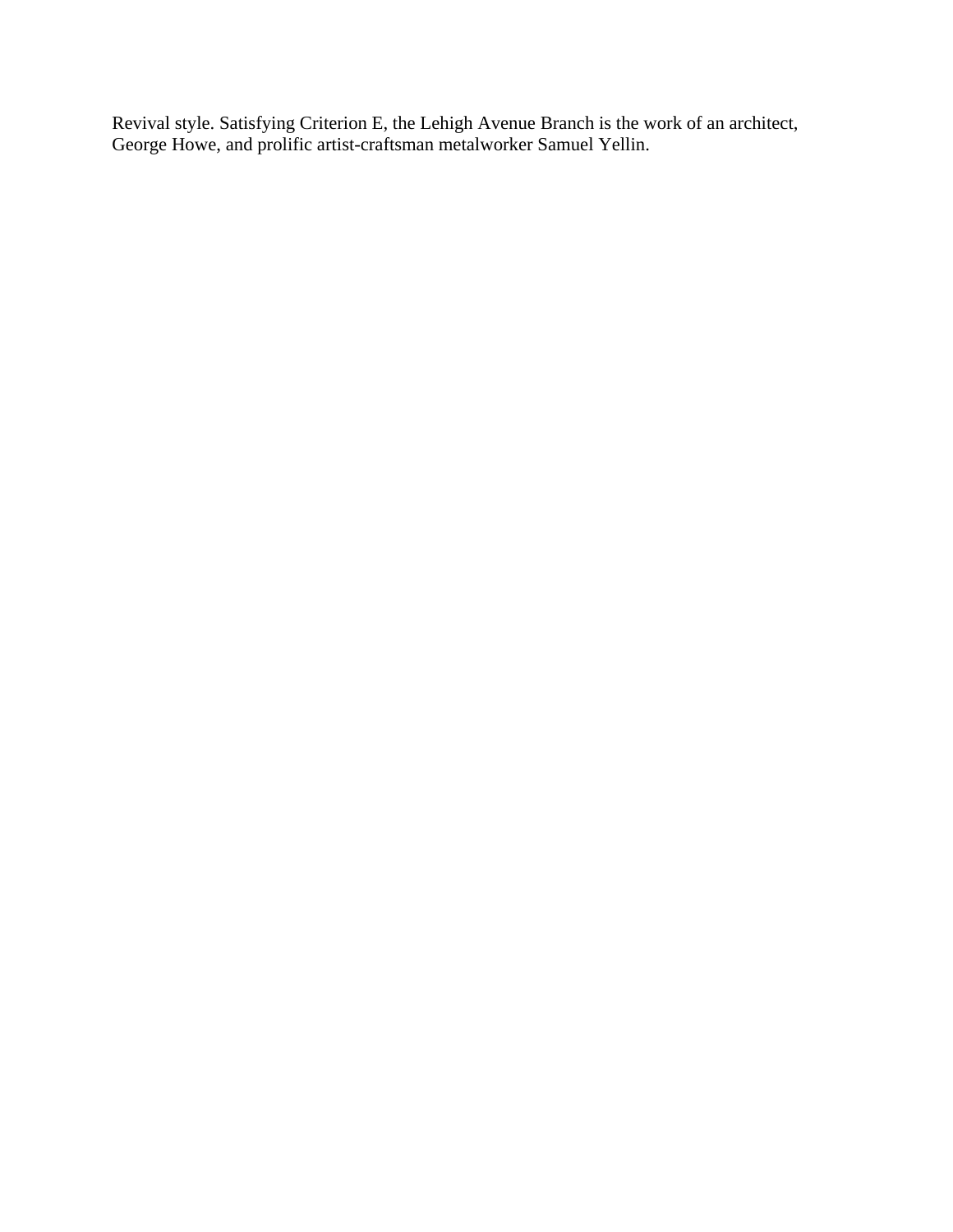Revival style. Satisfying Criterion E, the Lehigh Avenue Branch is the work of an architect, George Howe, and prolific artist-craftsman metalworker Samuel Yellin.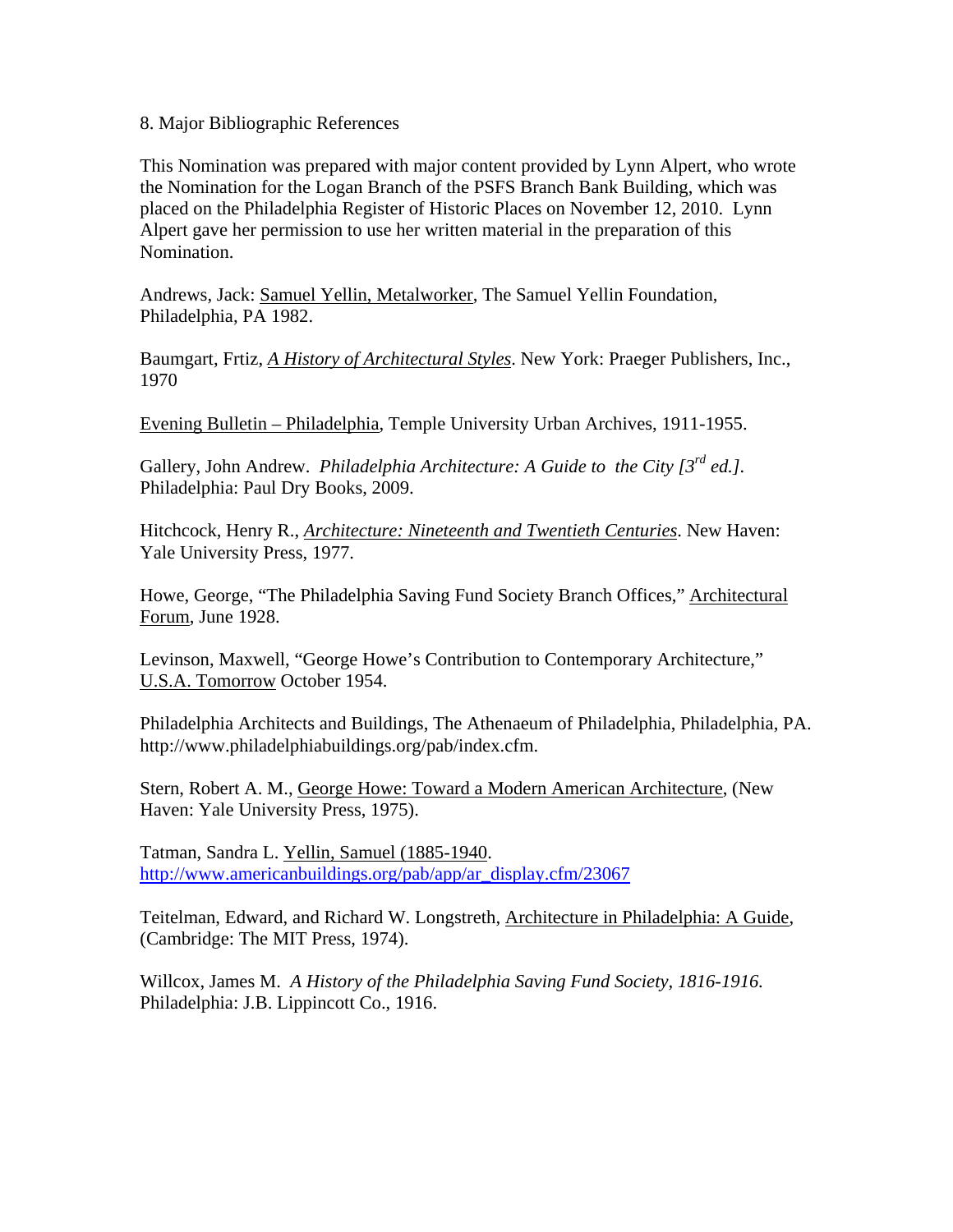8. Major Bibliographic References

This Nomination was prepared with major content provided by Lynn Alpert, who wrote the Nomination for the Logan Branch of the PSFS Branch Bank Building, which was placed on the Philadelphia Register of Historic Places on November 12, 2010. Lynn Alpert gave her permission to use her written material in the preparation of this Nomination.

Andrews, Jack: Samuel Yellin, Metalworker, The Samuel Yellin Foundation, Philadelphia, PA 1982.

Baumgart, Frtiz, *A History of Architectural Styles*. New York: Praeger Publishers, Inc., 1970

Evening Bulletin – Philadelphia, Temple University Urban Archives, 1911-1955.

Gallery, John Andrew. *Philadelphia Architecture: A Guide to the City [3rd ed.]*. Philadelphia: Paul Dry Books, 2009.

Hitchcock, Henry R., *Architecture: Nineteenth and Twentieth Centuries*. New Haven: Yale University Press, 1977.

Howe, George, "The Philadelphia Saving Fund Society Branch Offices," Architectural Forum, June 1928.

Levinson, Maxwell, "George Howe's Contribution to Contemporary Architecture," U.S.A. Tomorrow October 1954.

Philadelphia Architects and Buildings, The Athenaeum of Philadelphia, Philadelphia, PA. http://www.philadelphiabuildings.org/pab/index.cfm.

Stern, Robert A. M., George Howe: Toward a Modern American Architecture, (New Haven: Yale University Press, 1975).

Tatman, Sandra L. Yellin, Samuel (1885-1940. http://www.americanbuildings.org/pab/app/ar_display.cfm/23067

Teitelman, Edward, and Richard W. Longstreth, Architecture in Philadelphia: A Guide, (Cambridge: The MIT Press, 1974).

Willcox, James M. *A History of the Philadelphia Saving Fund Society, 1816-1916.* Philadelphia: J.B. Lippincott Co., 1916.